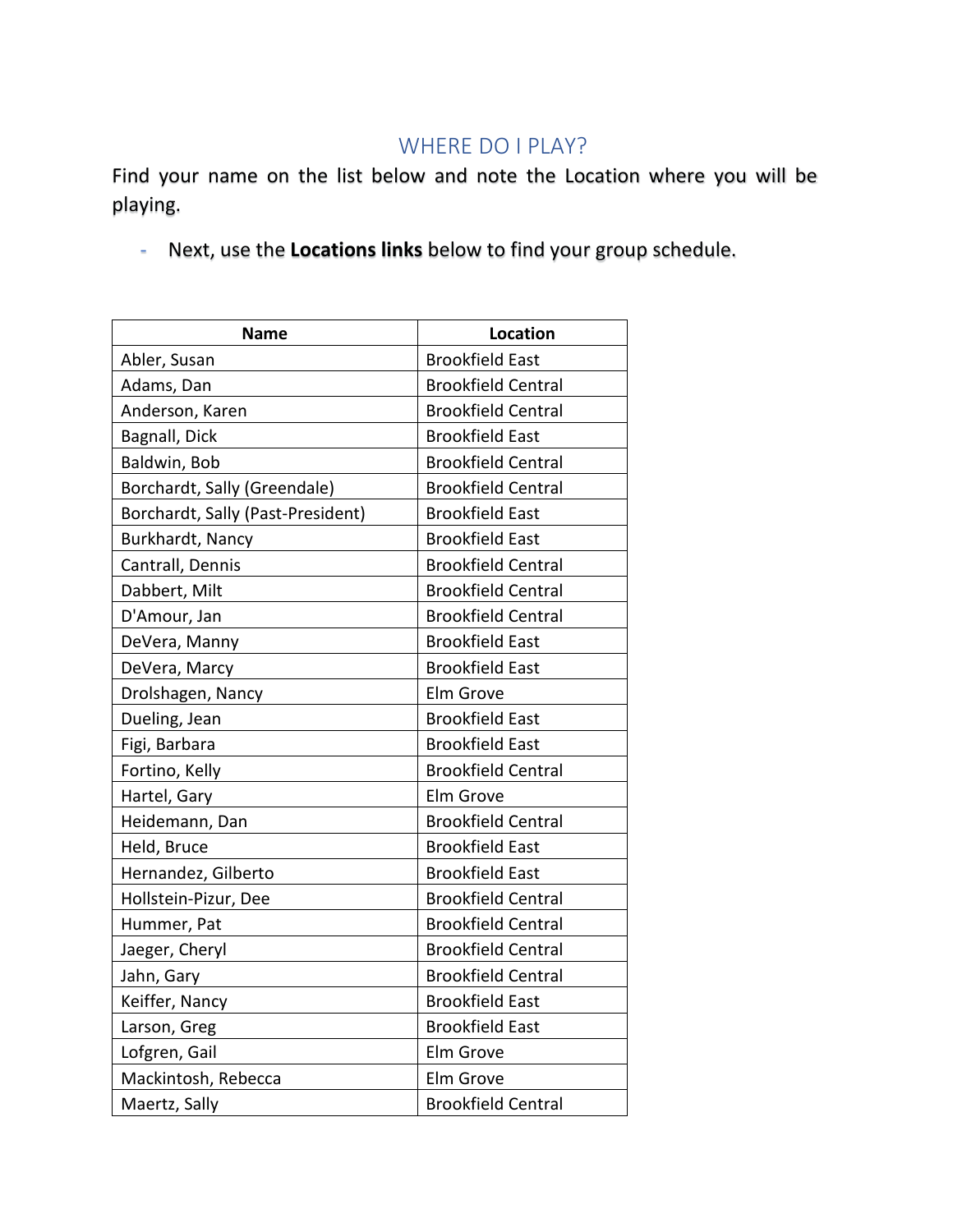# WHERE DO I PLAY?

Find your name on the list below and note the Location where you will be playing.

- Next, use the **Locations links** below to find your group schedule.

| Name | Location |
|---|---|
| Abler, Susan | Brookfield East |
| Adams, Dan | Brookfield Central |
| Anderson, Karen | Brookfield Central |
| Bagnall, Dick | Brookfield East |
| Baldwin, Bob | Brookfield Central |
| Borchardt, Sally (Greendale) | Brookfield Central |
| Borchardt, Sally (Past-President) | Brookfield East |
| Burkhardt, Nancy | Brookfield East |
| Cantrall, Dennis | Brookfield Central |
| Dabbert, Milt | Brookfield Central |
| D'Amour, Jan | Brookfield Central |
| DeVera, Manny | Brookfield East |
| DeVera, Marcy | Brookfield East |
| Drolshagen, Nancy | Elm Grove |
| Dueling, Jean | Brookfield East |
| Figi, Barbara | Brookfield East |
| Fortino, Kelly | Brookfield Central |
| Hartel, Gary | Elm Grove |
| Heidemann, Dan | Brookfield Central |
| Held, Bruce | Brookfield East |
| Hernandez, Gilberto | Brookfield East |
| Hollstein-Pizur, Dee | Brookfield Central |
| Hummer, Pat | Brookfield Central |
| Jaeger, Cheryl | Brookfield Central |
| Jahn, Gary | Brookfield Central |
| Keiffer, Nancy | Brookfield East |
| Larson, Greg | Brookfield East |
| Lofgren, Gail | Elm Grove |
| Mackintosh, Rebecca | Elm Grove |
| Maertz, Sally | Brookfield Central |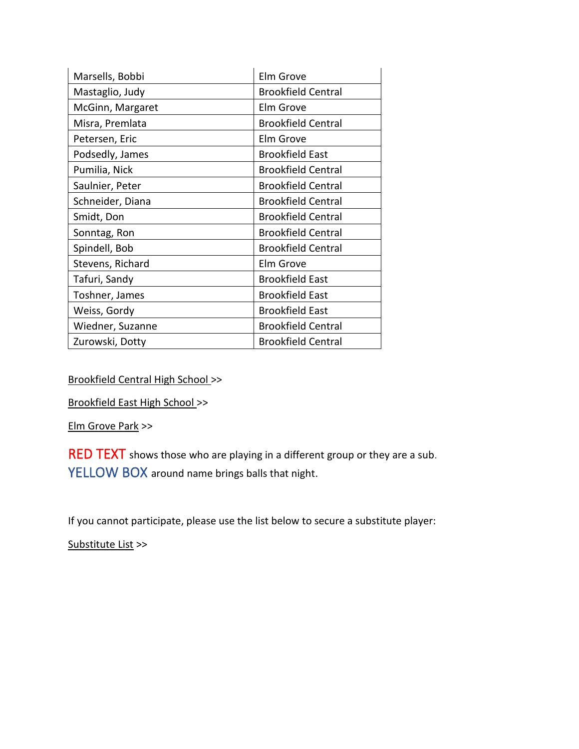| | |
|---|---|
| Marsells, Bobbi | Elm Grove |
| Mastaglio, Judy | Brookfield Central |
| McGinn, Margaret | Elm Grove |
| Misra, Premlata | Brookfield Central |
| Petersen, Eric | Elm Grove |
| Podsedly, James | Brookfield East |
| Pumilia, Nick | Brookfield Central |
| Saulnier, Peter | Brookfield Central |
| Schneider, Diana | Brookfield Central |
| Smidt, Don | Brookfield Central |
| Sonntag, Ron | Brookfield Central |
| Spindell, Bob | Brookfield Central |
| Stevens, Richard | Elm Grove |
| Tafuri, Sandy | Brookfield East |
| Toshner, James | Brookfield East |
| Weiss, Gordy | Brookfield East |
| Wiedner, Suzanne | Brookfield Central |
| Zurowski, Dotty | Brookfield Central |

Brookfield Central High School >>

Brookfield East High School >>

Elm Grove Park >>

RED TEXT shows those who are playing in a different group or they are a sub.
YELLOW BOX around name brings balls that night.

If you cannot participate, please use the list below to secure a substitute player:

Substitute List >>